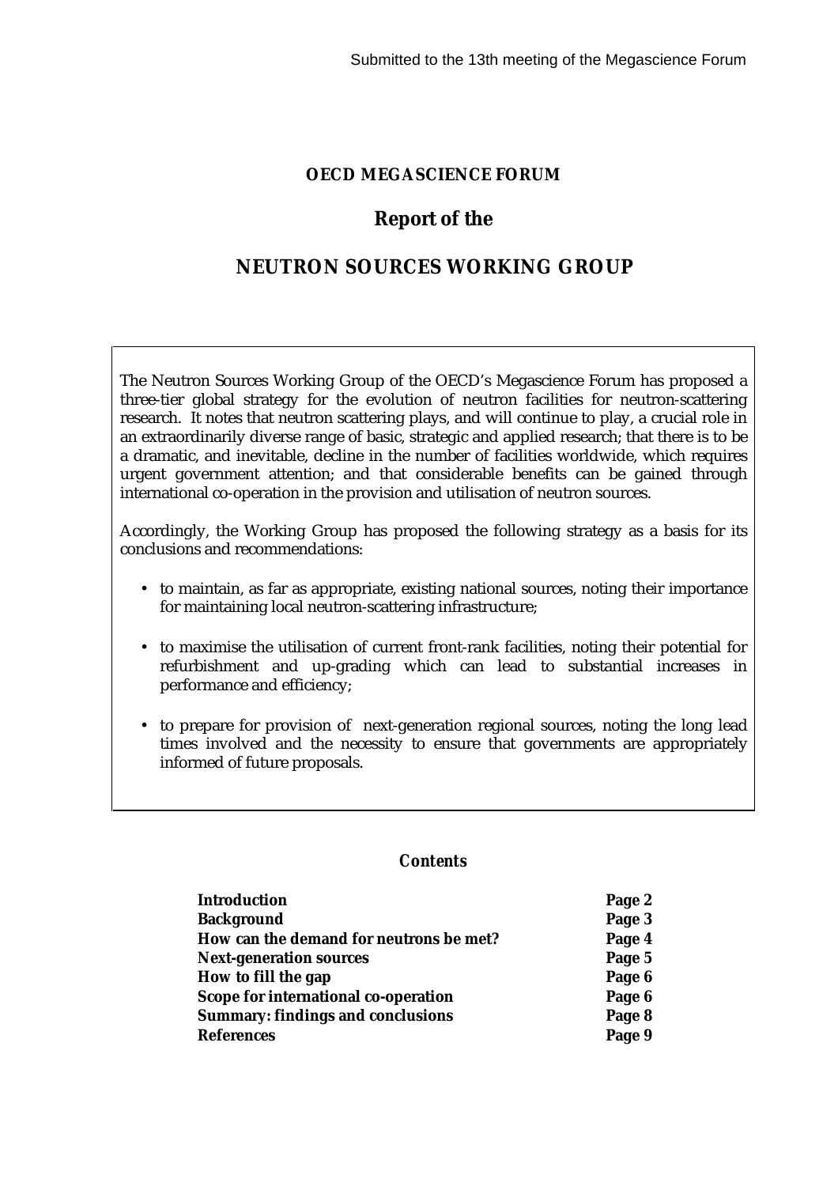Submitted to the 13th meeting of the Megascience Forum

**OECD MEGASCIENCE FORUM**

# Report of the

# NEUTRON SOURCES WORKING GROUP

The Neutron Sources Working Group of the OECD's Megascience Forum has proposed a three-tier global strategy for the evolution of neutron facilities for neutron-scattering research. It notes that neutron scattering plays, and will continue to play, a crucial role in an extraordinarily diverse range of basic, strategic and applied research; that there is to be a dramatic, and inevitable, decline in the number of facilities worldwide, which requires urgent government attention; and that considerable benefits can be gained through international co-operation in the provision and utilisation of neutron sources.

Accordingly, the Working Group has proposed the following strategy as a basis for its conclusions and recommendations:

- to maintain, as far as appropriate, existing national sources, noting their importance for maintaining local neutron-scattering infrastructure;
- to maximise the utilisation of current front-rank facilities, noting their potential for refurbishment and up-grading which can lead to substantial increases in performance and efficiency;
- to prepare for provision of next-generation regional sources, noting the long lead times involved and the necessity to ensure that governments are appropriately informed of future proposals.

### Contents

| | |
|---|---|
| **Introduction** | **Page 2** |
| **Background** | **Page 3** |
| **How can the demand for neutrons be met?** | **Page 4** |
| **Next-generation sources** | **Page 5** |
| **How to fill the gap** | **Page 6** |
| **Scope for international co-operation** | **Page 6** |
| **Summary: findings and conclusions** | **Page 8** |
| **References** | **Page 9** |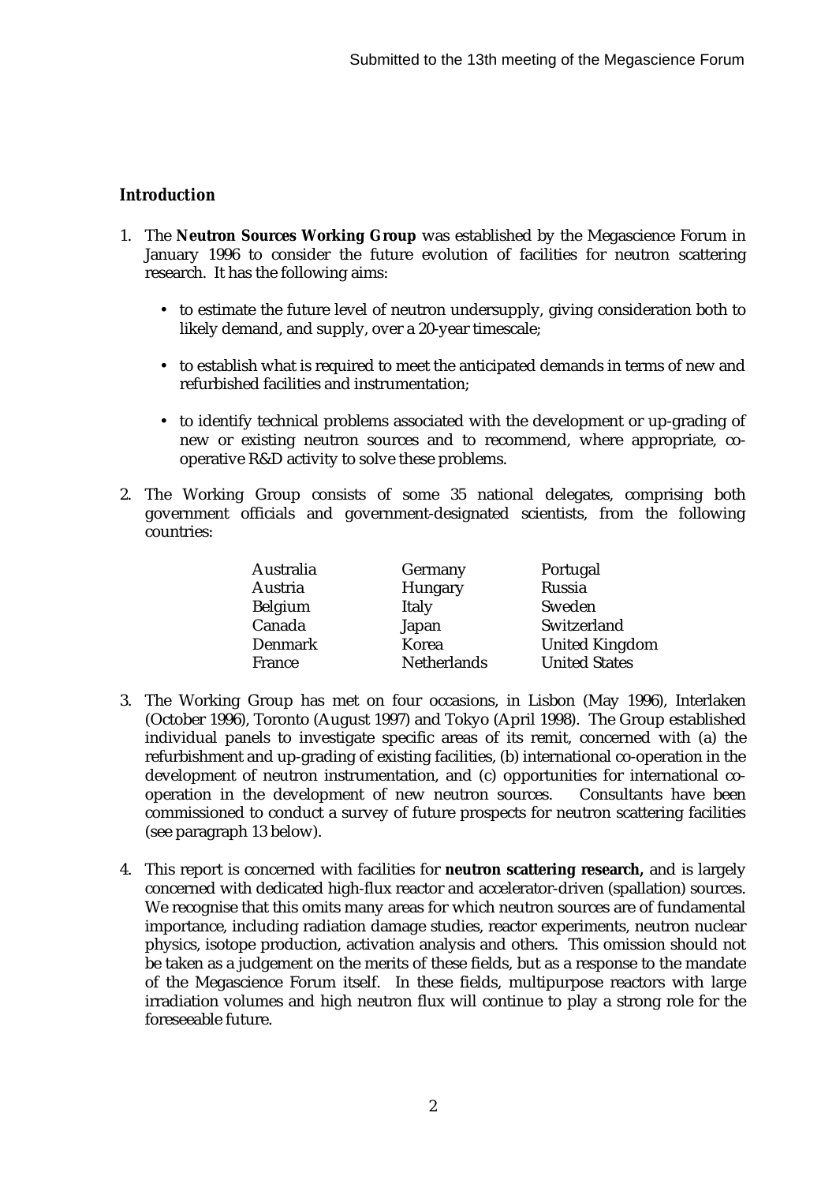## Introduction

1. The **Neutron Sources Working Group** was established by the Megascience Forum in January 1996 to consider the future evolution of facilities for neutron scattering research. It has the following aims:

   - to estimate the future level of neutron undersupply, giving consideration both to likely demand, and supply, over a 20-year timescale;
   - to establish what is required to meet the anticipated demands in terms of new and refurbished facilities and instrumentation;
   - to identify technical problems associated with the development or up-grading of new or existing neutron sources and to recommend, where appropriate, co-operative R&D activity to solve these problems.

2. The Working Group consists of some 35 national delegates, comprising both government officials and government-designated scientists, from the following countries:

| | | |
|---|---|---|
| Australia | Germany | Portugal |
| Austria | Hungary | Russia |
| Belgium | Italy | Sweden |
| Canada | Japan | Switzerland |
| Denmark | Korea | United Kingdom |
| France | Netherlands | United States |

3. The Working Group has met on four occasions, in Lisbon (May 1996), Interlaken (October 1996), Toronto (August 1997) and Tokyo (April 1998). The Group established individual panels to investigate specific areas of its remit, concerned with (a) the refurbishment and up-grading of existing facilities, (b) international co-operation in the development of neutron instrumentation, and (c) opportunities for international co-operation in the development of new neutron sources. Consultants have been commissioned to conduct a survey of future prospects for neutron scattering facilities (see paragraph 13 below).

4. This report is concerned with facilities for **neutron scattering research,** and is largely concerned with dedicated high-flux reactor and accelerator-driven (spallation) sources. We recognise that this omits many areas for which neutron sources are of fundamental importance, including radiation damage studies, reactor experiments, neutron nuclear physics, isotope production, activation analysis and others. This omission should not be taken as a judgement on the merits of these fields, but as a response to the mandate of the Megascience Forum itself. In these fields, multipurpose reactors with large irradiation volumes and high neutron flux will continue to play a strong role for the foreseeable future.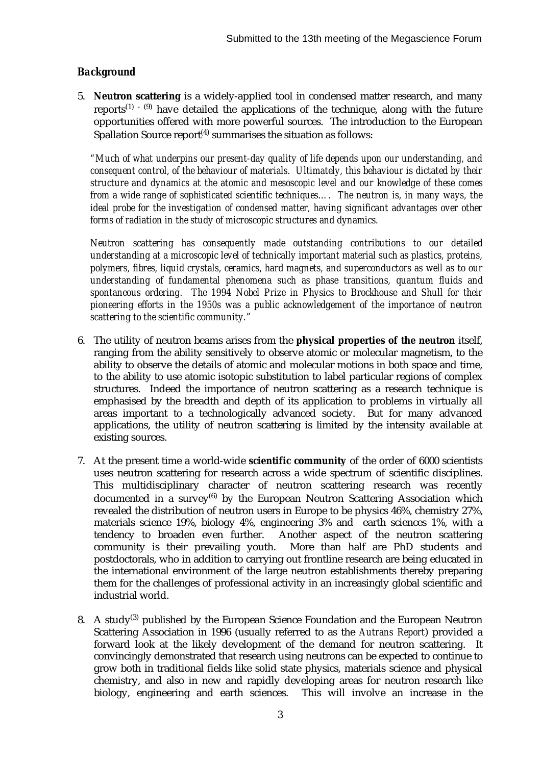## *Background*

5. **Neutron scattering** is a widely-applied tool in condensed matter research, and many reports[(1) - (9)] have detailed the applications of the technique, along with the future opportunities offered with more powerful sources. The introduction to the European Spallation Source report[(4)] summarises the situation as follows:

*"Much of what underpins our present-day quality of life depends upon our understanding, and consequent control, of the behaviour of materials. Ultimately, this behaviour is dictated by their structure and dynamics at the atomic and mesoscopic level and our knowledge of these comes from a wide range of sophisticated scientific techniques…. The neutron is, in many ways, the ideal probe for the investigation of condensed matter, having significant advantages over other forms of radiation in the study of microscopic structures and dynamics.*

*Neutron scattering has consequently made outstanding contributions to our detailed understanding at a microscopic level of technically important material such as plastics, proteins, polymers, fibres, liquid crystals, ceramics, hard magnets, and superconductors as well as to our understanding of fundamental phenomena such as phase transitions, quantum fluids and spontaneous ordering. The 1994 Nobel Prize in Physics to Brockhouse and Shull for their pioneering efforts in the 1950s was a public acknowledgement of the importance of neutron scattering to the scientific community."*

6. The utility of neutron beams arises from the **physical properties of the neutron** itself, ranging from the ability sensitively to observe atomic or molecular magnetism, to the ability to observe the details of atomic and molecular motions in both space and time, to the ability to use atomic isotopic substitution to label particular regions of complex structures. Indeed the importance of neutron scattering as a research technique is emphasised by the breadth and depth of its application to problems in virtually all areas important to a technologically advanced society. But for many advanced applications, the utility of neutron scattering is limited by the intensity available at existing sources.

7. At the present time a world-wide **scientific community** of the order of 6000 scientists uses neutron scattering for research across a wide spectrum of scientific disciplines. This multidisciplinary character of neutron scattering research was recently documented in a survey[(6)] by the European Neutron Scattering Association which revealed the distribution of neutron users in Europe to be physics 46%, chemistry 27%, materials science 19%, biology 4%, engineering 3% and earth sciences 1%, with a tendency to broaden even further. Another aspect of the neutron scattering community is their prevailing youth. More than half are PhD students and postdoctorals, who in addition to carrying out frontline research are being educated in the international environment of the large neutron establishments thereby preparing them for the challenges of professional activity in an increasingly global scientific and industrial world.

8. A study[(3)] published by the European Science Foundation and the European Neutron Scattering Association in 1996 (usually referred to as the *Autrans Report*) provided a forward look at the likely development of the demand for neutron scattering. It convincingly demonstrated that research using neutrons can be expected to continue to grow both in traditional fields like solid state physics, materials science and physical chemistry, and also in new and rapidly developing areas for neutron research like biology, engineering and earth sciences. This will involve an increase in the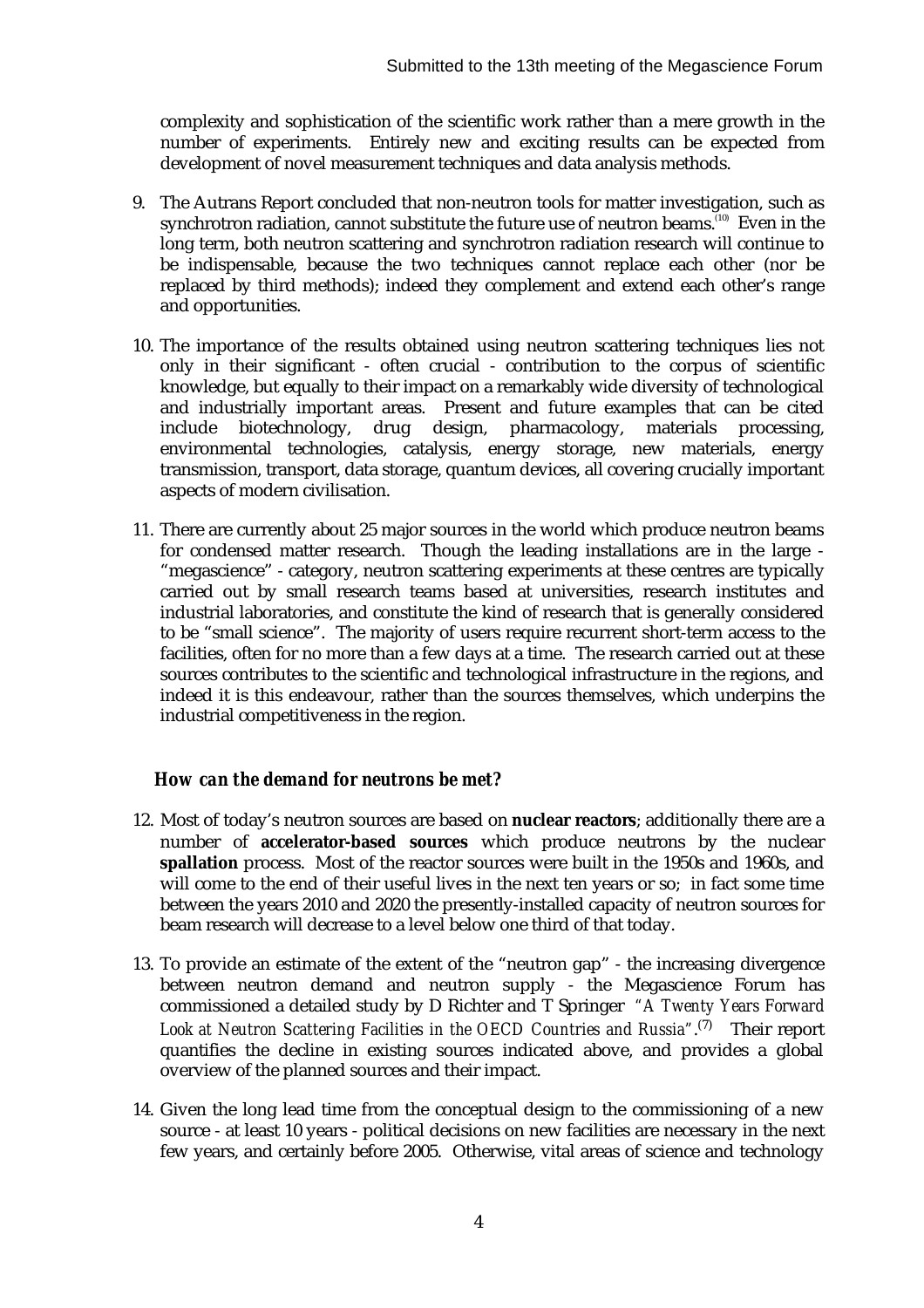complexity and sophistication of the scientific work rather than a mere growth in the number of experiments. Entirely new and exciting results can be expected from development of novel measurement techniques and data analysis methods.

9. The Autrans Report concluded that non-neutron tools for matter investigation, such as synchrotron radiation, cannot substitute the future use of neutron beams.[10] Even in the long term, both neutron scattering and synchrotron radiation research will continue to be indispensable, because the two techniques cannot replace each other (nor be replaced by third methods); indeed they complement and extend each other's range and opportunities.

10. The importance of the results obtained using neutron scattering techniques lies not only in their significant - often crucial - contribution to the corpus of scientific knowledge, but equally to their impact on a remarkably wide diversity of technological and industrially important areas. Present and future examples that can be cited include biotechnology, drug design, pharmacology, materials processing, environmental technologies, catalysis, energy storage, new materials, energy transmission, transport, data storage, quantum devices, all covering crucially important aspects of modern civilisation.

11. There are currently about 25 major sources in the world which produce neutron beams for condensed matter research. Though the leading installations are in the large - "megascience" - category, neutron scattering experiments at these centres are typically carried out by small research teams based at universities, research institutes and industrial laboratories, and constitute the kind of research that is generally considered to be "small science". The majority of users require recurrent short-term access to the facilities, often for no more than a few days at a time. The research carried out at these sources contributes to the scientific and technological infrastructure in the regions, and indeed it is this endeavour, rather than the sources themselves, which underpins the industrial competitiveness in the region.

### *How can the demand for neutrons be met?*

12. Most of today's neutron sources are based on **nuclear reactors**; additionally there are a number of **accelerator-based sources** which produce neutrons by the nuclear **spallation** process. Most of the reactor sources were built in the 1950s and 1960s, and will come to the end of their useful lives in the next ten years or so; in fact some time between the years 2010 and 2020 the presently-installed capacity of neutron sources for beam research will decrease to a level below one third of that today.

13. To provide an estimate of the extent of the "neutron gap" - the increasing divergence between neutron demand and neutron supply - the Megascience Forum has commissioned a detailed study by D Richter and T Springer *"A Twenty Years Forward Look at Neutron Scattering Facilities in the OECD Countries and Russia"*.[7] Their report quantifies the decline in existing sources indicated above, and provides a global overview of the planned sources and their impact.

14. Given the long lead time from the conceptual design to the commissioning of a new source - at least 10 years - political decisions on new facilities are necessary in the next few years, and certainly before 2005. Otherwise, vital areas of science and technology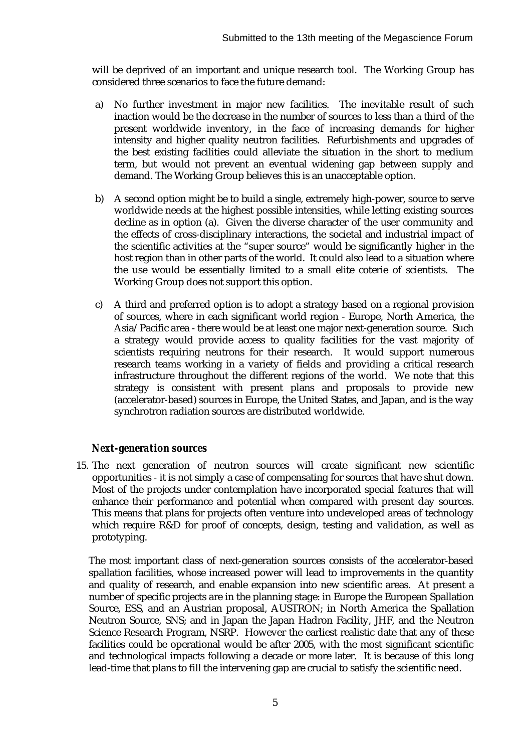will be deprived of an important and unique research tool. The Working Group has considered three scenarios to face the future demand:

a) No further investment in major new facilities. The inevitable result of such inaction would be the decrease in the number of sources to less than a third of the present worldwide inventory, in the face of increasing demands for higher intensity and higher quality neutron facilities. Refurbishments and upgrades of the best existing facilities could alleviate the situation in the short to medium term, but would not prevent an eventual widening gap between supply and demand. The Working Group believes this is an unacceptable option.

b) A second option might be to build a single, extremely high-power, source to serve worldwide needs at the highest possible intensities, while letting existing sources decline as in option (a). Given the diverse character of the user community and the effects of cross-disciplinary interactions, the societal and industrial impact of the scientific activities at the "super source" would be significantly higher in the host region than in other parts of the world. It could also lead to a situation where the use would be essentially limited to a small elite coterie of scientists. The Working Group does not support this option.

c) A third and preferred option is to adopt a strategy based on a regional provision of sources, where in each significant world region - Europe, North America, the Asia/Pacific area - there would be at least one major next-generation source. Such a strategy would provide access to quality facilities for the vast majority of scientists requiring neutrons for their research. It would support numerous research teams working in a variety of fields and providing a critical research infrastructure throughout the different regions of the world. We note that this strategy is consistent with present plans and proposals to provide new (accelerator-based) sources in Europe, the United States, and Japan, and is the way synchrotron radiation sources are distributed worldwide.

### *Next-generation sources*

15. The next generation of neutron sources will create significant new scientific opportunities - it is not simply a case of compensating for sources that have shut down. Most of the projects under contemplation have incorporated special features that will enhance their performance and potential when compared with present day sources. This means that plans for projects often venture into undeveloped areas of technology which require R&D for proof of concepts, design, testing and validation, as well as prototyping.

The most important class of next-generation sources consists of the accelerator-based spallation facilities, whose increased power will lead to improvements in the quantity and quality of research, and enable expansion into new scientific areas. At present a number of specific projects are in the planning stage: in Europe the European Spallation Source, ESS, and an Austrian proposal, AUSTRON; in North America the Spallation Neutron Source, SNS; and in Japan the Japan Hadron Facility, JHF, and the Neutron Science Research Program, NSRP. However the earliest realistic date that any of these facilities could be operational would be after 2005, with the most significant scientific and technological impacts following a decade or more later. It is because of this long lead-time that plans to fill the intervening gap are crucial to satisfy the scientific need.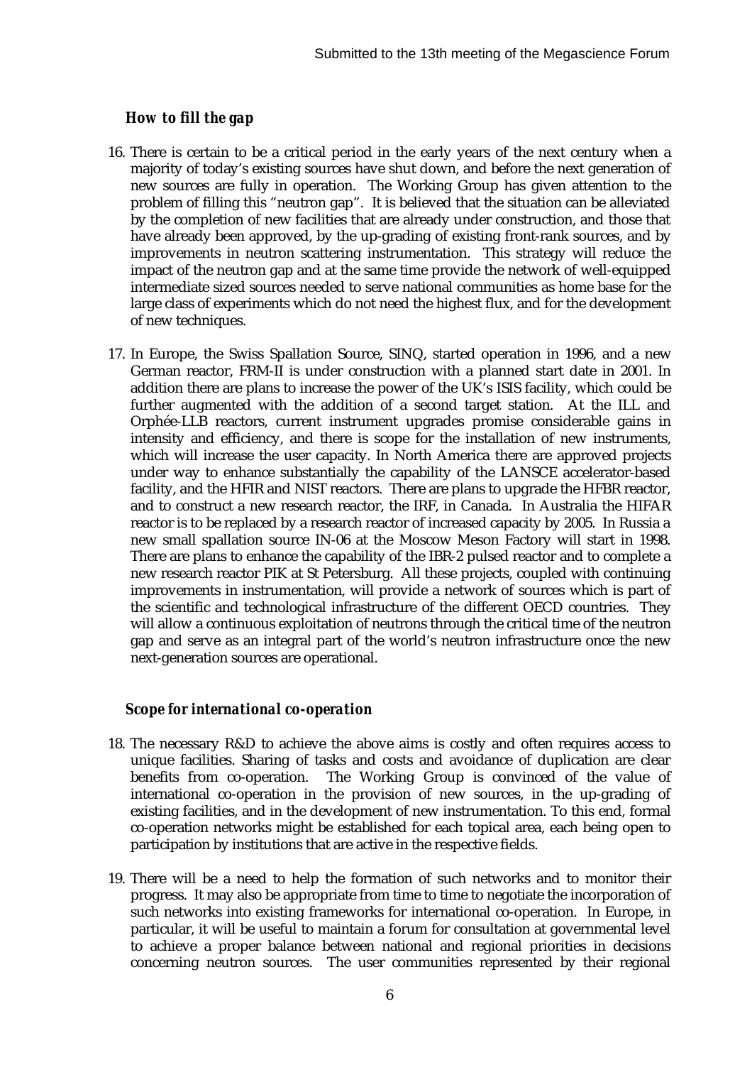### *How to fill the gap*

16. There is certain to be a critical period in the early years of the next century when a majority of today's existing sources have shut down, and before the next generation of new sources are fully in operation. The Working Group has given attention to the problem of filling this "neutron gap". It is believed that the situation can be alleviated by the completion of new facilities that are already under construction, and those that have already been approved, by the up-grading of existing front-rank sources, and by improvements in neutron scattering instrumentation. This strategy will reduce the impact of the neutron gap and at the same time provide the network of well-equipped intermediate sized sources needed to serve national communities as home base for the large class of experiments which do not need the highest flux, and for the development of new techniques.

17. In Europe, the Swiss Spallation Source, SINQ, started operation in 1996, and a new German reactor, FRM-II is under construction with a planned start date in 2001. In addition there are plans to increase the power of the UK's ISIS facility, which could be further augmented with the addition of a second target station. At the ILL and Orphée-LLB reactors, current instrument upgrades promise considerable gains in intensity and efficiency, and there is scope for the installation of new instruments, which will increase the user capacity. In North America there are approved projects under way to enhance substantially the capability of the LANSCE accelerator-based facility, and the HFIR and NIST reactors. There are plans to upgrade the HFBR reactor, and to construct a new research reactor, the IRF, in Canada. In Australia the HIFAR reactor is to be replaced by a research reactor of increased capacity by 2005. In Russia a new small spallation source IN-06 at the Moscow Meson Factory will start in 1998. There are plans to enhance the capability of the IBR-2 pulsed reactor and to complete a new research reactor PIK at St Petersburg. All these projects, coupled with continuing improvements in instrumentation, will provide a network of sources which is part of the scientific and technological infrastructure of the different OECD countries. They will allow a continuous exploitation of neutrons through the critical time of the neutron gap and serve as an integral part of the world's neutron infrastructure once the new next-generation sources are operational.

### *Scope for international co-operation*

18. The necessary R&D to achieve the above aims is costly and often requires access to unique facilities. Sharing of tasks and costs and avoidance of duplication are clear benefits from co-operation. The Working Group is convinced of the value of international co-operation in the provision of new sources, in the up-grading of existing facilities, and in the development of new instrumentation. To this end, formal co-operation networks might be established for each topical area, each being open to participation by institutions that are active in the respective fields.

19. There will be a need to help the formation of such networks and to monitor their progress. It may also be appropriate from time to time to negotiate the incorporation of such networks into existing frameworks for international co-operation. In Europe, in particular, it will be useful to maintain a forum for consultation at governmental level to achieve a proper balance between national and regional priorities in decisions concerning neutron sources. The user communities represented by their regional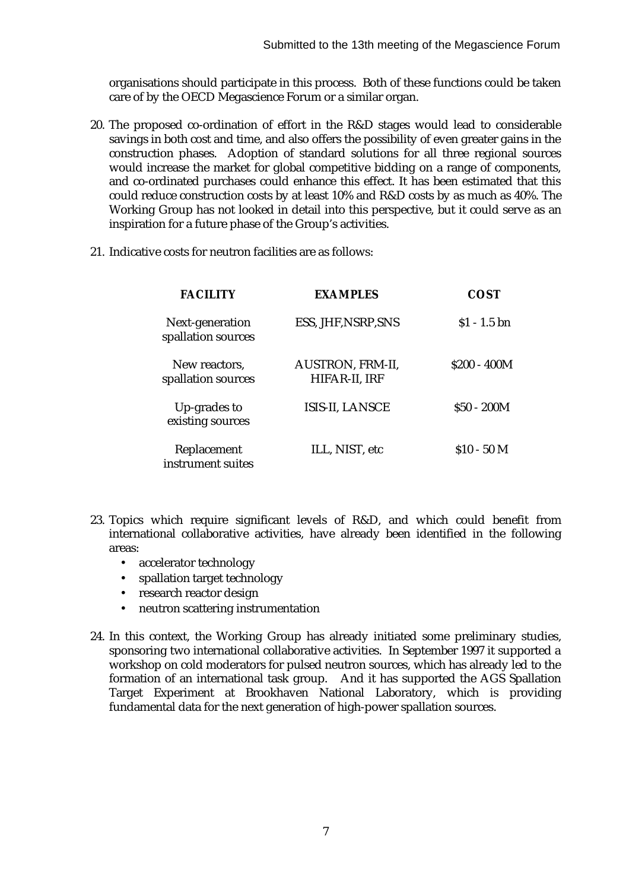organisations should participate in this process. Both of these functions could be taken care of by the OECD Megascience Forum or a similar organ.

20. The proposed co-ordination of effort in the R&D stages would lead to considerable savings in both cost and time, and also offers the possibility of even greater gains in the construction phases. Adoption of standard solutions for all three regional sources would increase the market for global competitive bidding on a range of components, and co-ordinated purchases could enhance this effect. It has been estimated that this could reduce construction costs by at least 10% and R&D costs by as much as 40%. The Working Group has not looked in detail into this perspective, but it could serve as an inspiration for a future phase of the Group's activities.

21. Indicative costs for neutron facilities are as follows:

| FACILITY | EXAMPLES | COST |
|---|---|---|
| Next-generation spallation sources | ESS, JHF,NSRP,SNS | $1 - 1.5 bn |
| New reactors, spallation sources | AUSTRON, FRM-II, HIFAR-II, IRF | $200 - 400M |
| Up-grades to existing sources | ISIS-II, LANSCE | $50 - 200M |
| Replacement instrument suites | ILL, NIST, etc | $10 - 50 M |

23. Topics which require significant levels of R&D, and which could benefit from international collaborative activities, have already been identified in the following areas:
    - accelerator technology
    - spallation target technology
    - research reactor design
    - neutron scattering instrumentation

24. In this context, the Working Group has already initiated some preliminary studies, sponsoring two international collaborative activities. In September 1997 it supported a workshop on cold moderators for pulsed neutron sources, which has already led to the formation of an international task group. And it has supported the AGS Spallation Target Experiment at Brookhaven National Laboratory, which is providing fundamental data for the next generation of high-power spallation sources.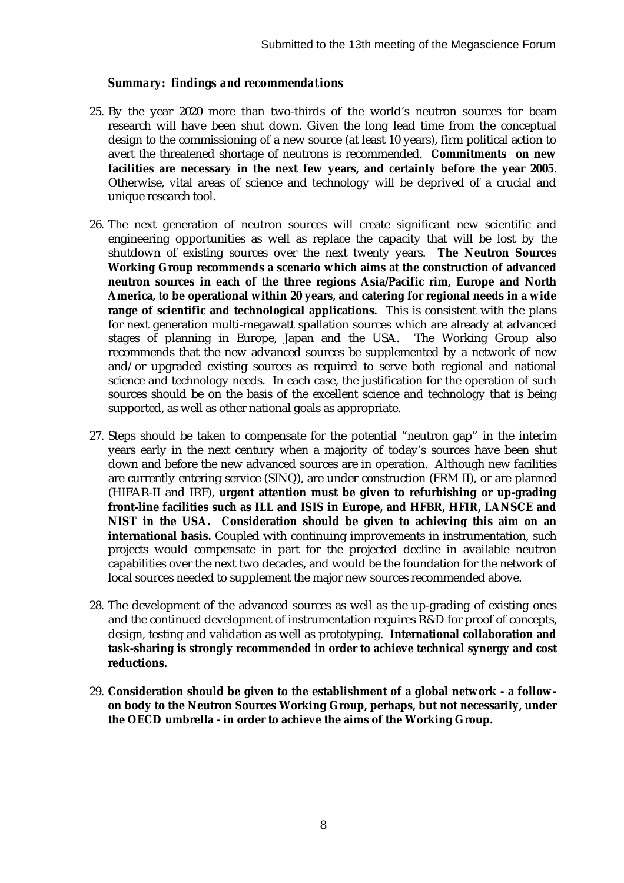### *Summary: findings and recommendations*

25. By the year 2020 more than two-thirds of the world's neutron sources for beam research will have been shut down. Given the long lead time from the conceptual design to the commissioning of a new source (at least 10 years), firm political action to avert the threatened shortage of neutrons is recommended. **Commitments on new facilities are necessary in the next few years, and certainly before the year 2005**. Otherwise, vital areas of science and technology will be deprived of a crucial and unique research tool.

26. The next generation of neutron sources will create significant new scientific and engineering opportunities as well as replace the capacity that will be lost by the shutdown of existing sources over the next twenty years. **The Neutron Sources Working Group recommends a scenario which aims at the construction of advanced neutron sources in each of the three regions Asia/Pacific rim, Europe and North America, to be operational within 20 years, and catering for regional needs in a wide range of scientific and technological applications.** This is consistent with the plans for next generation multi-megawatt spallation sources which are already at advanced stages of planning in Europe, Japan and the USA. The Working Group also recommends that the new advanced sources be supplemented by a network of new and/or upgraded existing sources as required to serve both regional and national science and technology needs. In each case, the justification for the operation of such sources should be on the basis of the excellent science and technology that is being supported, as well as other national goals as appropriate.

27. Steps should be taken to compensate for the potential "neutron gap" in the interim years early in the next century when a majority of today's sources have been shut down and before the new advanced sources are in operation. Although new facilities are currently entering service (SINQ), are under construction (FRM II), or are planned (HIFAR-II and IRF), **urgent attention must be given to refurbishing or up-grading front-line facilities such as ILL and ISIS in Europe, and HFBR, HFIR, LANSCE and NIST in the USA. Consideration should be given to achieving this aim on an international basis.** Coupled with continuing improvements in instrumentation, such projects would compensate in part for the projected decline in available neutron capabilities over the next two decades, and would be the foundation for the network of local sources needed to supplement the major new sources recommended above.

28. The development of the advanced sources as well as the up-grading of existing ones and the continued development of instrumentation requires R&D for proof of concepts, design, testing and validation as well as prototyping. **International collaboration and task-sharing is strongly recommended in order to achieve technical synergy and cost reductions.**

29. **Consideration should be given to the establishment of a global network - a follow-on body to the Neutron Sources Working Group, perhaps, but not necessarily, under the OECD umbrella - in order to achieve the aims of the Working Group.**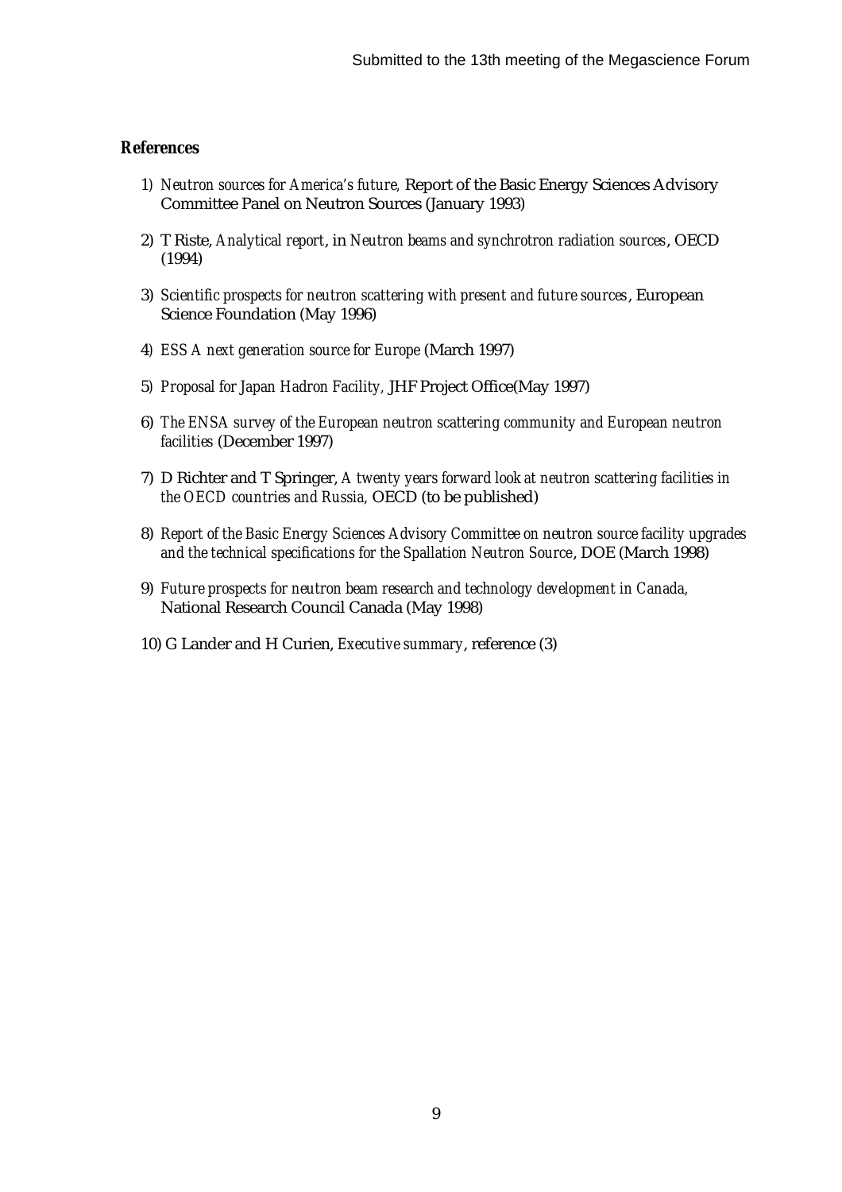**References**

1) *Neutron sources for America's future,* Report of the Basic Energy Sciences Advisory Committee Panel on Neutron Sources (January 1993)

2) T Riste, *Analytical report,* in *Neutron beams and synchrotron radiation sources*, OECD (1994)

3) *Scientific prospects for neutron scattering with present and future sources*, European Science Foundation (May 1996)

4) *ESS A next generation source for Europe* (March 1997)

5) *Proposal for Japan Hadron Facility,* JHF Project Office(May 1997)

6) *The ENSA survey of the European neutron scattering community and European neutron facilities* (December 1997)

7) D Richter and T Springer, *A twenty years forward look at neutron scattering facilities in the OECD countries and Russia,* OECD (to be published)

8) *Report of the Basic Energy Sciences Advisory Committee on neutron source facility upgrades and the technical specifications for the Spallation Neutron Source*, DOE (March 1998)

9) *Future prospects for neutron beam research and technology development in Canada,* National Research Council Canada (May 1998)

10) G Lander and H Curien, *Executive summary*, reference (3)